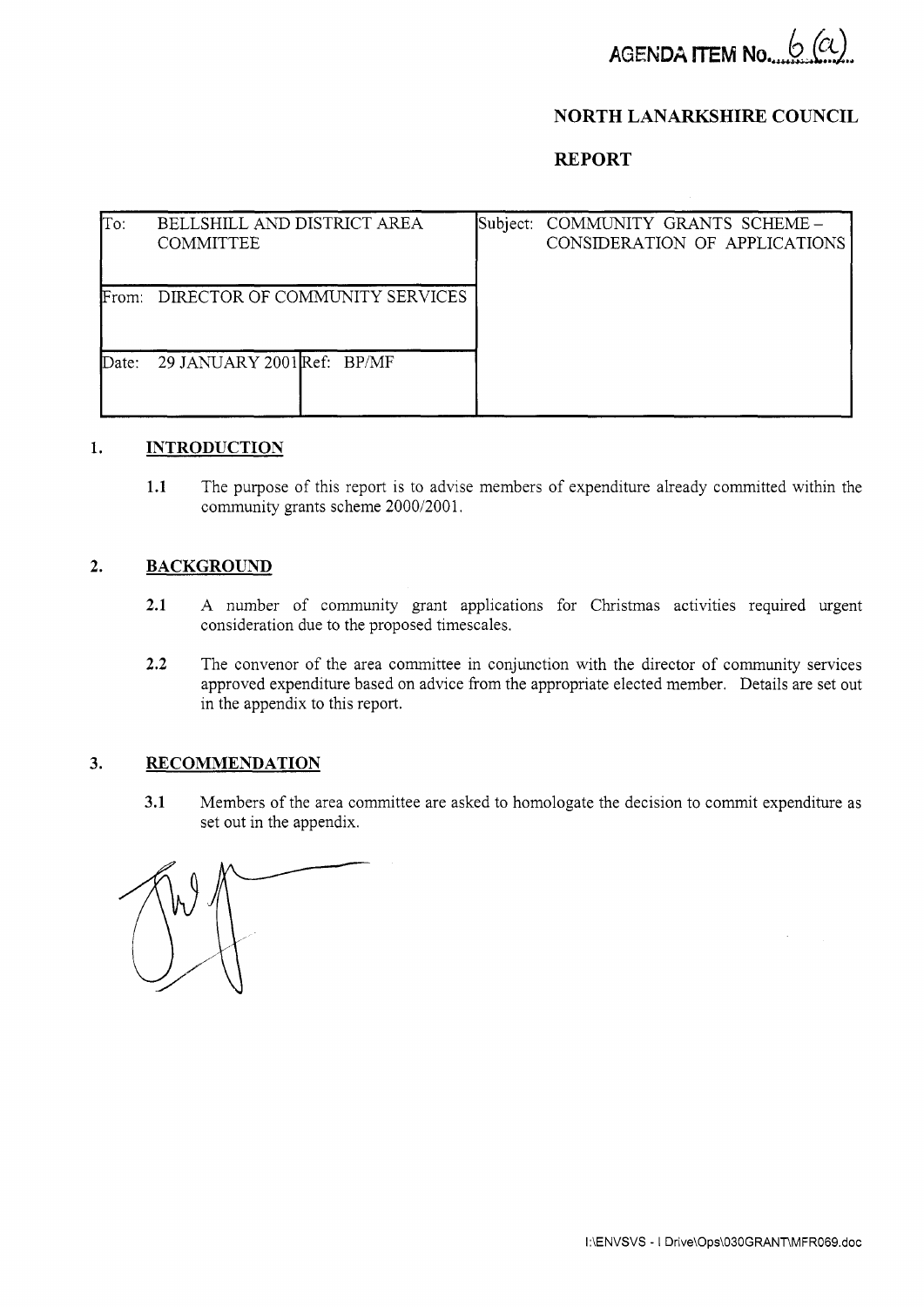AGENDA ITEM No. 6 (a)

# NORTH LANARKSHIRE COUNCIL

# REPORT

| To: BELLSHILL AND DISTRICT AREA COMMITTEE | | Subject: COMMUNITY GRANTS SCHEME – CONSIDERATION OF APPLICATIONS |
|---|---|---|
| From: DIRECTOR OF COMMUNITY SERVICES | | |
| Date: 29 JANUARY 2001 | Ref: BP/MF | |

## 1. INTRODUCTION

**1.1** The purpose of this report is to advise members of expenditure already committed within the community grants scheme 2000/2001.

## 2. BACKGROUND

**2.1** A number of community grant applications for Christmas activities required urgent consideration due to the proposed timescales.

**2.2** The convenor of the area committee in conjunction with the director of community services approved expenditure based on advice from the appropriate elected member. Details are set out in the appendix to this report.

## 3. RECOMMENDATION

**3.1** Members of the area committee are asked to homologate the decision to commit expenditure as set out in the appendix.

I:\ENVSVS - I Drive\Ops\030GRANT\MFR069.doc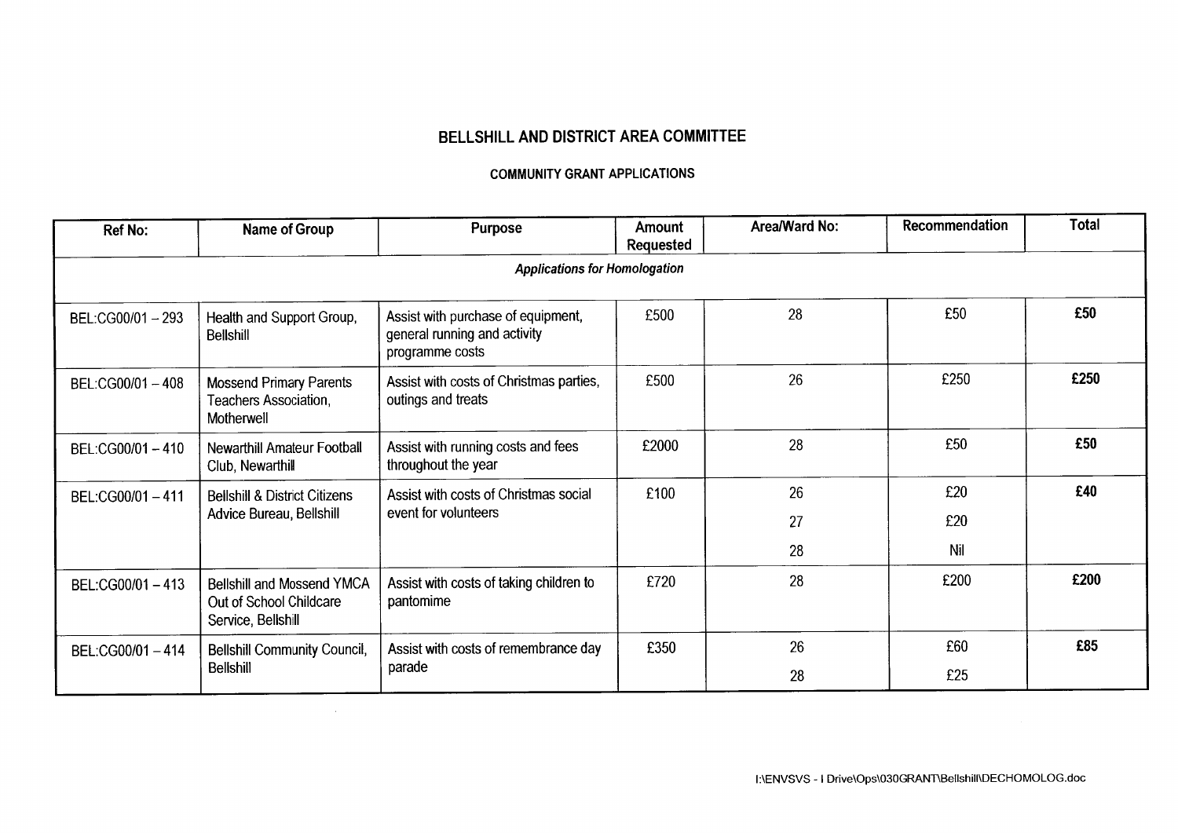# BELLSHILL AND DISTRICT AREA COMMITTEE

## COMMUNITY GRANT APPLICATIONS

| Ref No: | Name of Group | Purpose | Amount Requested | Area/Ward No: | Recommendation | Total |
|---|---|---|---|---|---|---|
| *Applications for Homologation* | | | | | | |
| BEL:CG00/01 – 293 | Health and Support Group, Bellshill | Assist with purchase of equipment, general running and activity programme costs | £500 | 28 | £50 | **£50** |
| BEL:CG00/01 – 408 | Mossend Primary Parents Teachers Association, Motherwell | Assist with costs of Christmas parties, outings and treats | £500 | 26 | £250 | **£250** |
| BEL:CG00/01 – 410 | Newarthill Amateur Football Club, Newarthill | Assist with running costs and fees throughout the year | £2000 | 28 | £50 | **£50** |
| BEL:CG00/01 – 411 | Bellshill & District Citizens Advice Bureau, Bellshill | Assist with costs of Christmas social event for volunteers | £100 | 26<br>27<br>28 | £20<br>£20<br>Nil | **£40** |
| BEL:CG00/01 – 413 | Bellshill and Mossend YMCA Out of School Childcare Service, Bellshill | Assist with costs of taking children to pantomime | £720 | 28 | £200 | **£200** |
| BEL:CG00/01 – 414 | Bellshill Community Council, Bellshill | Assist with costs of remembrance day parade | £350 | 26<br>28 | £60<br>£25 | **£85** |

I:\ENVSVS - I Drive\Ops\030GRANT\Bellshill\DECHOMOLOG.doc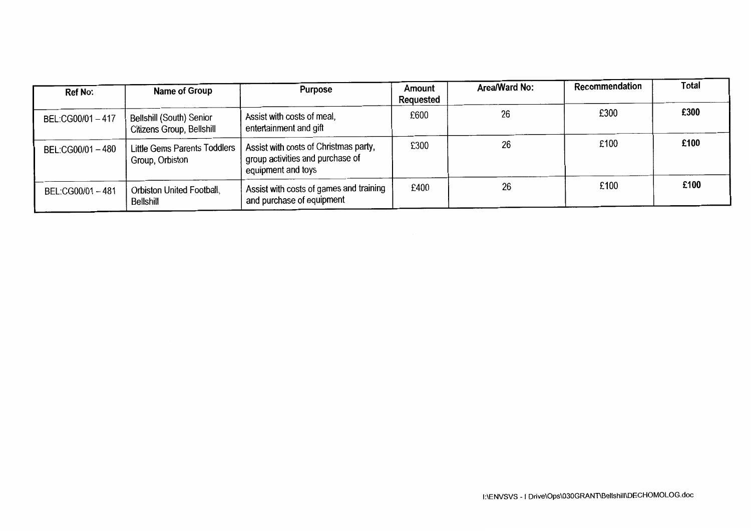| Ref No: | Name of Group | Purpose | Amount Requested | Area/Ward No: | Recommendation | Total |
|---|---|---|---|---|---|---|
| BEL:CG00/01 – 417 | Bellshill (South) Senior Citizens Group, Bellshill | Assist with costs of meal, entertainment and gift | £600 | 26 | £300 | **£300** |
| BEL:CG00/01 – 480 | Little Gems Parents Toddlers Group, Orbiston | Assist with costs of Christmas party, group activities and purchase of equipment and toys | £300 | 26 | £100 | **£100** |
| BEL:CG00/01 – 481 | Orbiston United Football, Bellshill | Assist with costs of games and training and purchase of equipment | £400 | 26 | £100 | **£100** |

I:\ENVSVS - I Drive\Ops\030GRANT\Bellshill\DECHOMOLOG.doc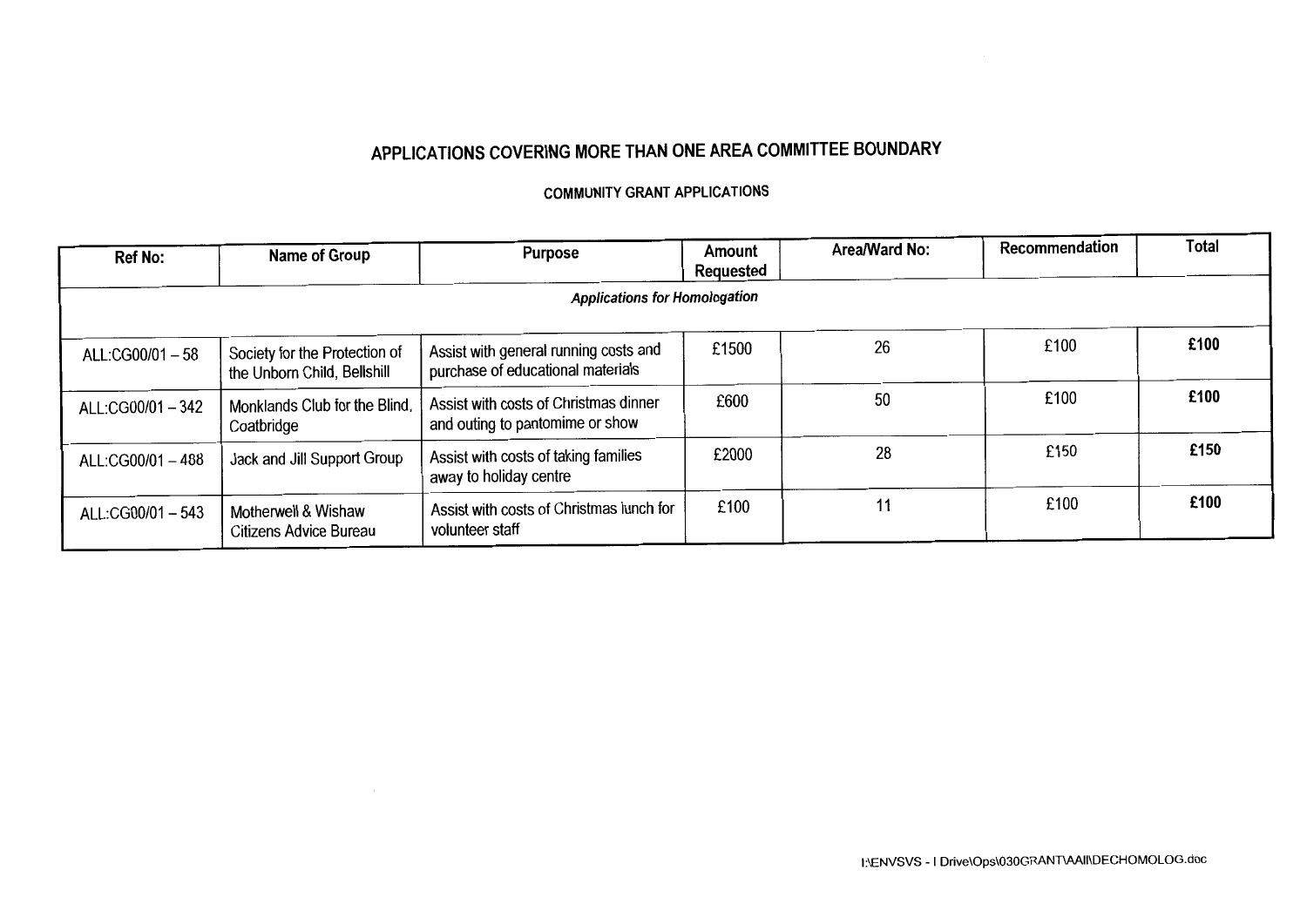# APPLICATIONS COVERING MORE THAN ONE AREA COMMITTEE BOUNDARY

## COMMUNITY GRANT APPLICATIONS

| Ref No: | Name of Group | Purpose | Amount Requested | Area/Ward No: | Recommendation | Total |
|---|---|---|---|---|---|---|
| *Applications for Homologation* | | | | | | |
| ALL:CG00/01 – 58 | Society for the Protection of the Unborn Child, Bellshill | Assist with general running costs and purchase of educational materials | £1500 | 26 | £100 | **£100** |
| ALL:CG00/01 – 342 | Monklands Club for the Blind, Coatbridge | Assist with costs of Christmas dinner and outing to pantomime or show | £600 | 50 | £100 | **£100** |
| ALL:CG00/01 – 488 | Jack and Jill Support Group | Assist with costs of taking families away to holiday centre | £2000 | 28 | £150 | **£150** |
| ALL:CG00/01 – 543 | Motherwell & Wishaw Citizens Advice Bureau | Assist with costs of Christmas lunch for volunteer staff | £100 | 11 | £100 | **£100** |

I:\ENVSVS - I Drive\Ops\030GRANT\AAII\DECHOMOLOG.doc